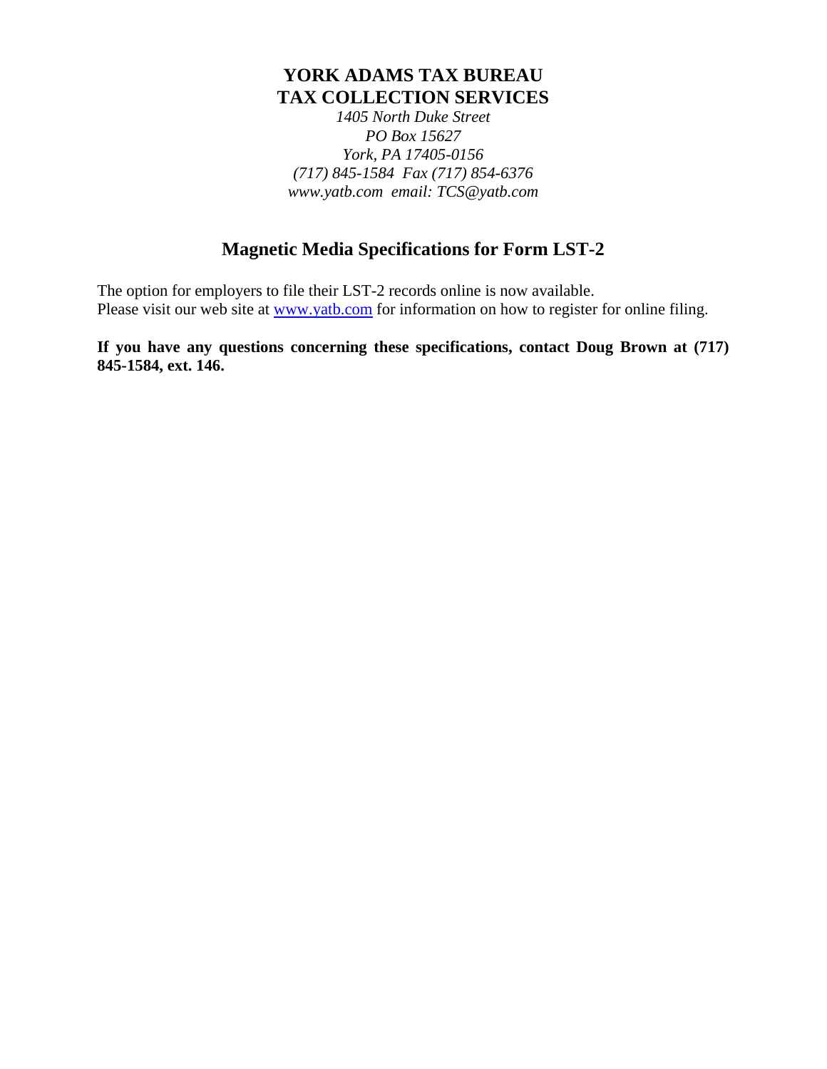# YORK ADAMS TAX BUREAU
# TAX COLLECTION SERVICES

*1405 North Duke Street*
*PO Box 15627*
*York, PA 17405-0156*
*(717) 845-1584  Fax (717) 854-6376*
*www.yatb.com  email: TCS@yatb.com*

## Magnetic Media Specifications for Form LST-2

The option for employers to file their LST-2 records online is now available.
Please visit our web site at [www.yatb.com](http://www.yatb.com) for information on how to register for online filing.

**If you have any questions concerning these specifications, contact Doug Brown at (717) 845-1584, ext. 146.**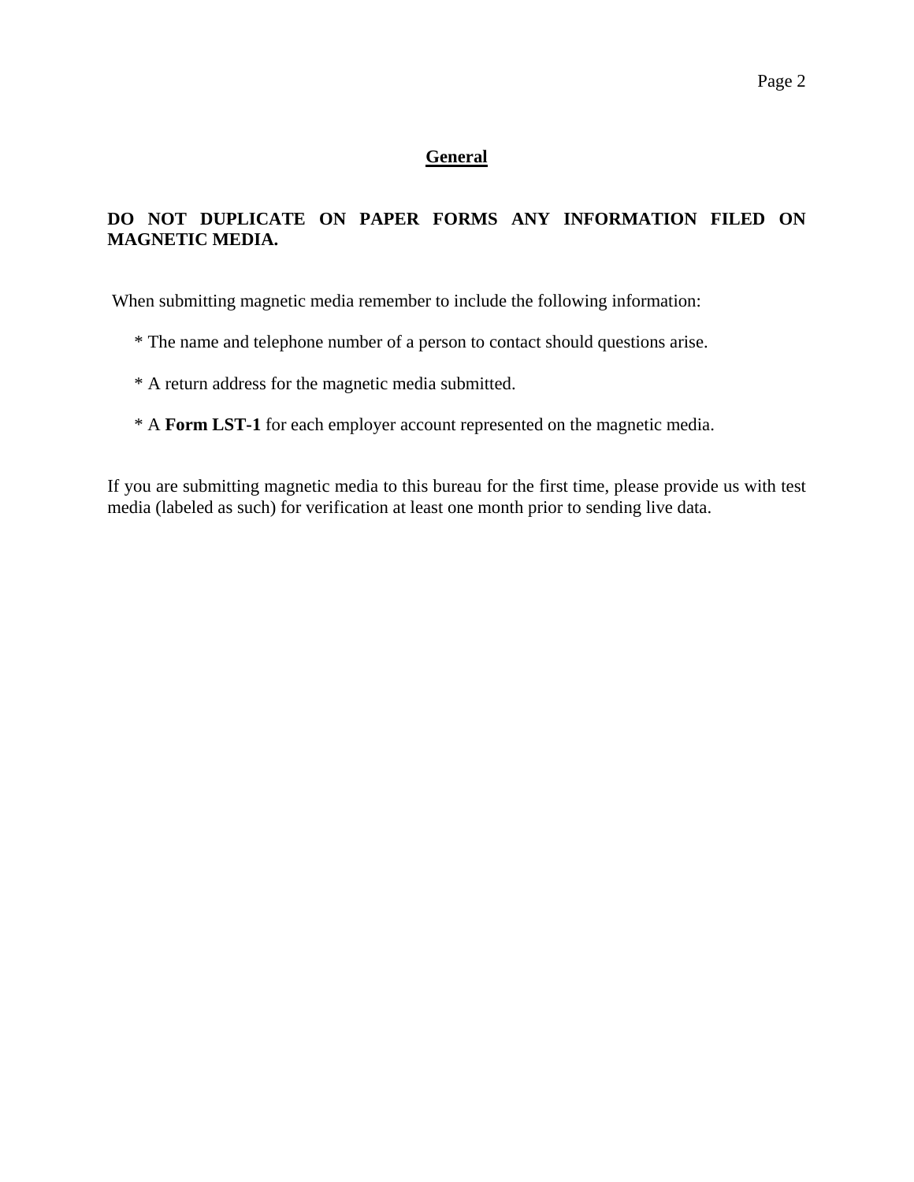## General

**DO NOT DUPLICATE ON PAPER FORMS ANY INFORMATION FILED ON MAGNETIC MEDIA.**

When submitting magnetic media remember to include the following information:

* The name and telephone number of a person to contact should questions arise.

* A return address for the magnetic media submitted.

* A **Form LST-1** for each employer account represented on the magnetic media.

If you are submitting magnetic media to this bureau for the first time, please provide us with test media (labeled as such) for verification at least one month prior to sending live data.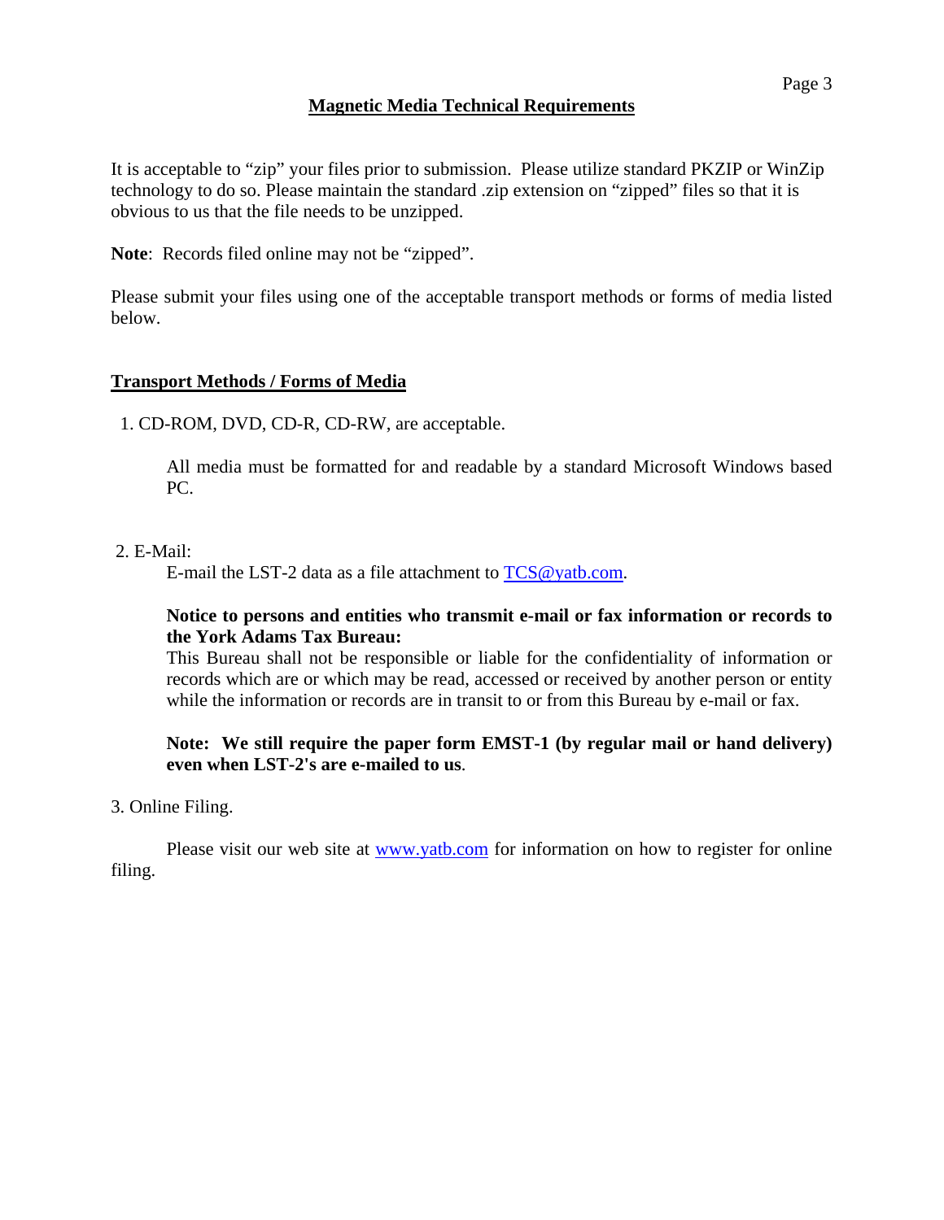## Magnetic Media Technical Requirements

It is acceptable to "zip" your files prior to submission. Please utilize standard PKZIP or WinZip technology to do so. Please maintain the standard .zip extension on "zipped" files so that it is obvious to us that the file needs to be unzipped.

**Note**: Records filed online may not be "zipped".

Please submit your files using one of the acceptable transport methods or forms of media listed below.

### Transport Methods / Forms of Media

1. CD-ROM, DVD, CD-R, CD-RW, are acceptable.

   All media must be formatted for and readable by a standard Microsoft Windows based PC.

2. E-Mail:

   E-mail the LST-2 data as a file attachment to [TCS@yatb.com](mailto:TCS@yatb.com).

   **Notice to persons and entities who transmit e-mail or fax information or records to the York Adams Tax Bureau:**
   This Bureau shall not be responsible or liable for the confidentiality of information or records which are or which may be read, accessed or received by another person or entity while the information or records are in transit to or from this Bureau by e-mail or fax.

   **Note: We still require the paper form EMST-1 (by regular mail or hand delivery) even when LST-2's are e-mailed to us**.

3. Online Filing.

   Please visit our web site at [www.yatb.com](http://www.yatb.com) for information on how to register for online filing.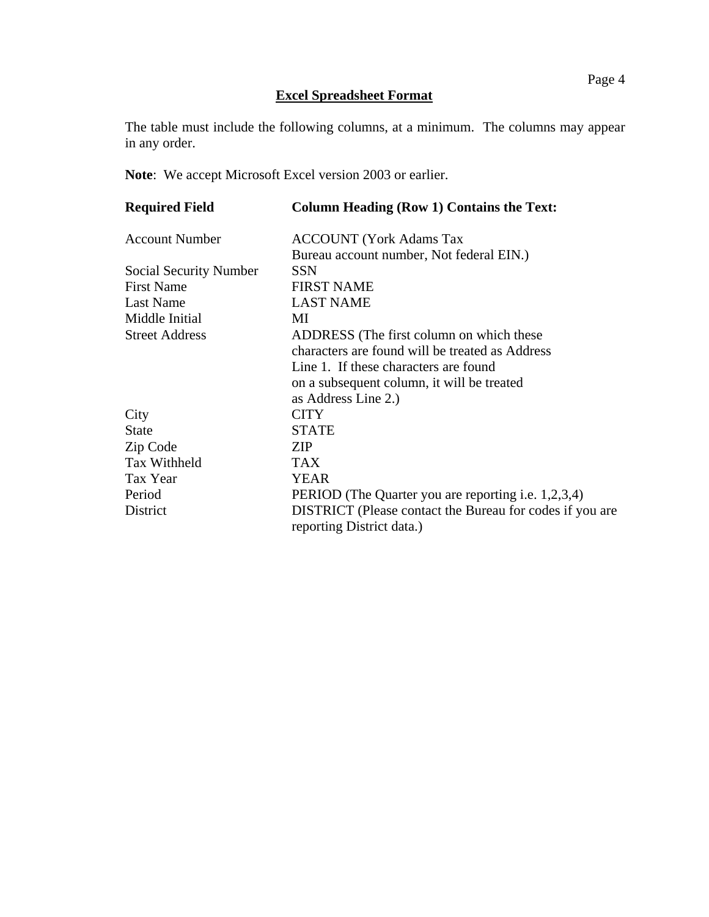## Excel Spreadsheet Format

The table must include the following columns, at a minimum. The columns may appear in any order.

**Note**: We accept Microsoft Excel version 2003 or earlier.

| **Required Field** | **Column Heading (Row 1) Contains the Text:** |
| --- | --- |
| Account Number | ACCOUNT (York Adams Tax Bureau account number, Not federal EIN.) |
| Social Security Number | SSN |
| First Name | FIRST NAME |
| Last Name | LAST NAME |
| Middle Initial | MI |
| Street Address | ADDRESS (The first column on which these characters are found will be treated as Address Line 1. If these characters are found on a subsequent column, it will be treated as Address Line 2.) |
| City | CITY |
| State | STATE |
| Zip Code | ZIP |
| Tax Withheld | TAX |
| Tax Year | YEAR |
| Period | PERIOD (The Quarter you are reporting i.e. 1,2,3,4) |
| District | DISTRICT (Please contact the Bureau for codes if you are reporting District data.) |